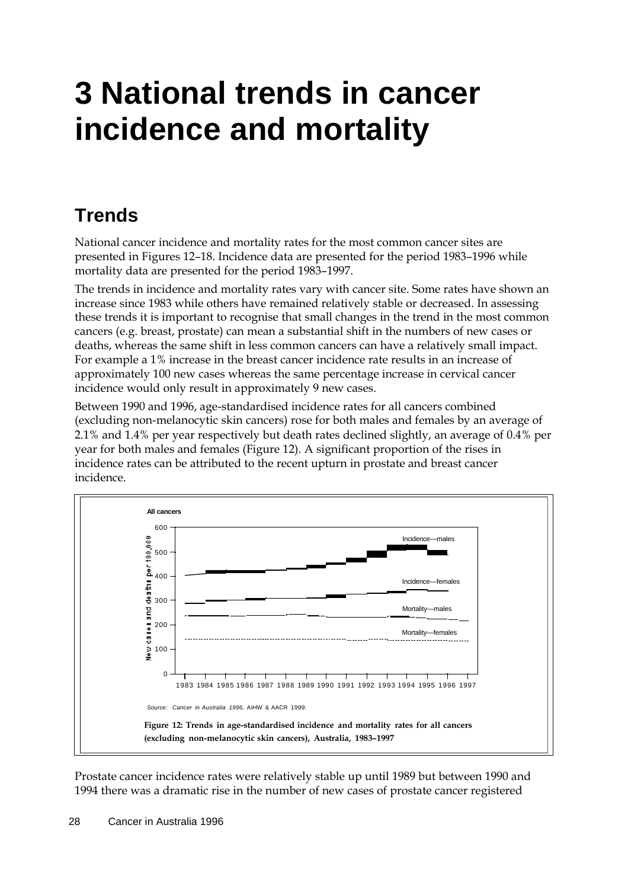# 3 National trends in cancer incidence and mortality

## Trends

National cancer incidence and mortality rates for the most common cancer sites are presented in Figures 12–18. Incidence data are presented for the period 1983–1996 while mortality data are presented for the period 1983–1997.

The trends in incidence and mortality rates vary with cancer site. Some rates have shown an increase since 1983 while others have remained relatively stable or decreased. In assessing these trends it is important to recognise that small changes in the trend in the most common cancers (e.g. breast, prostate) can mean a substantial shift in the numbers of new cases or deaths, whereas the same shift in less common cancers can have a relatively small impact. For example a 1% increase in the breast cancer incidence rate results in an increase of approximately 100 new cases whereas the same percentage increase in cervical cancer incidence would only result in approximately 9 new cases.

Between 1990 and 1996, age-standardised incidence rates for all cancers combined (excluding non-melanocytic skin cancers) rose for both males and females by an average of 2.1% and 1.4% per year respectively but death rates declined slightly, an average of 0.4% per year for both males and females (Figure 12). A significant proportion of the rises in incidence rates can be attributed to the recent upturn in prostate and breast cancer incidence.

*Source: Cancer in Australia 1996, AIHW & AACR 1999.*

**Figure 12: Trends in age-standardised incidence and mortality rates for all cancers (excluding non-melanocytic skin cancers), Australia, 1983–1997**

Prostate cancer incidence rates were relatively stable up until 1989 but between 1990 and 1994 there was a dramatic rise in the number of new cases of prostate cancer registered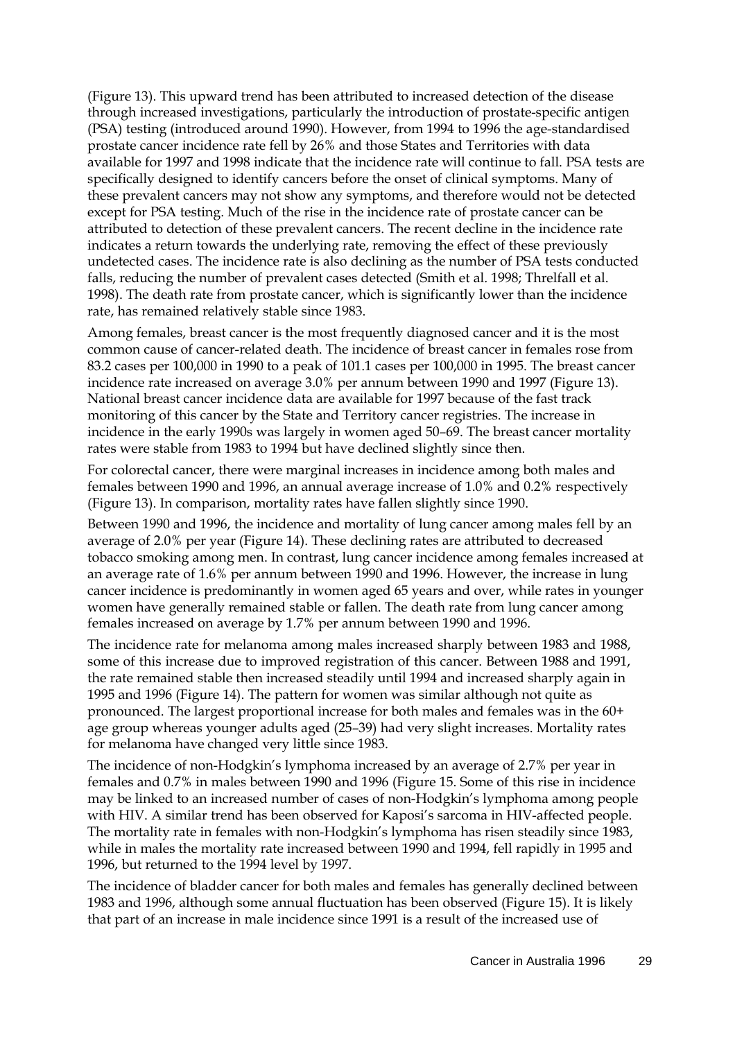(Figure 13). This upward trend has been attributed to increased detection of the disease through increased investigations, particularly the introduction of prostate-specific antigen (PSA) testing (introduced around 1990). However, from 1994 to 1996 the age-standardised prostate cancer incidence rate fell by 26% and those States and Territories with data available for 1997 and 1998 indicate that the incidence rate will continue to fall. PSA tests are specifically designed to identify cancers before the onset of clinical symptoms. Many of these prevalent cancers may not show any symptoms, and therefore would not be detected except for PSA testing. Much of the rise in the incidence rate of prostate cancer can be attributed to detection of these prevalent cancers. The recent decline in the incidence rate indicates a return towards the underlying rate, removing the effect of these previously undetected cases. The incidence rate is also declining as the number of PSA tests conducted falls, reducing the number of prevalent cases detected (Smith et al. 1998; Threlfall et al. 1998). The death rate from prostate cancer, which is significantly lower than the incidence rate, has remained relatively stable since 1983.

Among females, breast cancer is the most frequently diagnosed cancer and it is the most common cause of cancer-related death. The incidence of breast cancer in females rose from 83.2 cases per 100,000 in 1990 to a peak of 101.1 cases per 100,000 in 1995. The breast cancer incidence rate increased on average 3.0% per annum between 1990 and 1997 (Figure 13). National breast cancer incidence data are available for 1997 because of the fast track monitoring of this cancer by the State and Territory cancer registries. The increase in incidence in the early 1990s was largely in women aged 50–69. The breast cancer mortality rates were stable from 1983 to 1994 but have declined slightly since then.

For colorectal cancer, there were marginal increases in incidence among both males and females between 1990 and 1996, an annual average increase of 1.0% and 0.2% respectively (Figure 13). In comparison, mortality rates have fallen slightly since 1990.

Between 1990 and 1996, the incidence and mortality of lung cancer among males fell by an average of 2.0% per year (Figure 14). These declining rates are attributed to decreased tobacco smoking among men. In contrast, lung cancer incidence among females increased at an average rate of 1.6% per annum between 1990 and 1996. However, the increase in lung cancer incidence is predominantly in women aged 65 years and over, while rates in younger women have generally remained stable or fallen. The death rate from lung cancer among females increased on average by 1.7% per annum between 1990 and 1996.

The incidence rate for melanoma among males increased sharply between 1983 and 1988, some of this increase due to improved registration of this cancer. Between 1988 and 1991, the rate remained stable then increased steadily until 1994 and increased sharply again in 1995 and 1996 (Figure 14). The pattern for women was similar although not quite as pronounced. The largest proportional increase for both males and females was in the 60+ age group whereas younger adults aged (25–39) had very slight increases. Mortality rates for melanoma have changed very little since 1983.

The incidence of non-Hodgkin's lymphoma increased by an average of 2.7% per year in females and 0.7% in males between 1990 and 1996 (Figure 15. Some of this rise in incidence may be linked to an increased number of cases of non-Hodgkin's lymphoma among people with HIV. A similar trend has been observed for Kaposi's sarcoma in HIV-affected people. The mortality rate in females with non-Hodgkin's lymphoma has risen steadily since 1983, while in males the mortality rate increased between 1990 and 1994, fell rapidly in 1995 and 1996, but returned to the 1994 level by 1997.

The incidence of bladder cancer for both males and females has generally declined between 1983 and 1996, although some annual fluctuation has been observed (Figure 15). It is likely that part of an increase in male incidence since 1991 is a result of the increased use of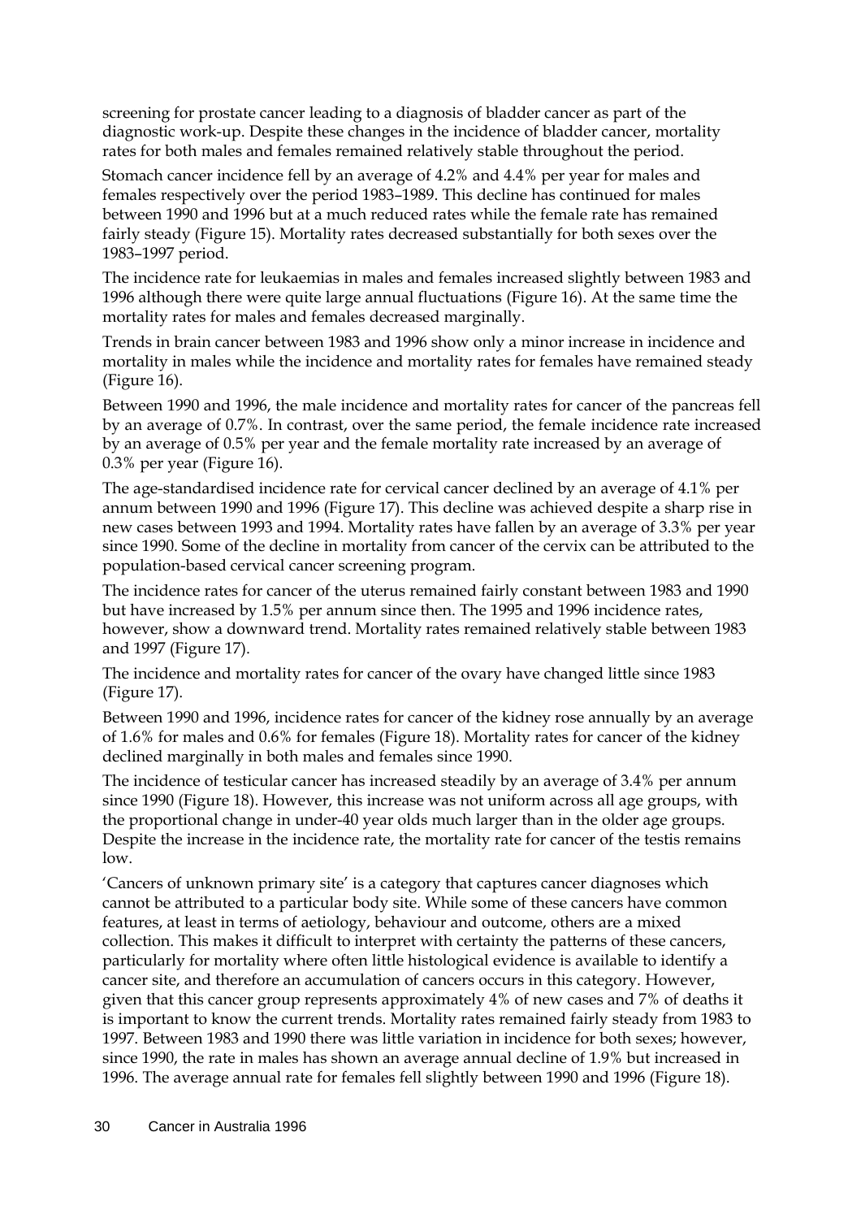screening for prostate cancer leading to a diagnosis of bladder cancer as part of the diagnostic work-up. Despite these changes in the incidence of bladder cancer, mortality rates for both males and females remained relatively stable throughout the period.

Stomach cancer incidence fell by an average of 4.2% and 4.4% per year for males and females respectively over the period 1983–1989. This decline has continued for males between 1990 and 1996 but at a much reduced rates while the female rate has remained fairly steady (Figure 15). Mortality rates decreased substantially for both sexes over the 1983–1997 period.

The incidence rate for leukaemias in males and females increased slightly between 1983 and 1996 although there were quite large annual fluctuations (Figure 16). At the same time the mortality rates for males and females decreased marginally.

Trends in brain cancer between 1983 and 1996 show only a minor increase in incidence and mortality in males while the incidence and mortality rates for females have remained steady (Figure 16).

Between 1990 and 1996, the male incidence and mortality rates for cancer of the pancreas fell by an average of 0.7%. In contrast, over the same period, the female incidence rate increased by an average of 0.5% per year and the female mortality rate increased by an average of 0.3% per year (Figure 16).

The age-standardised incidence rate for cervical cancer declined by an average of 4.1% per annum between 1990 and 1996 (Figure 17). This decline was achieved despite a sharp rise in new cases between 1993 and 1994. Mortality rates have fallen by an average of 3.3% per year since 1990. Some of the decline in mortality from cancer of the cervix can be attributed to the population-based cervical cancer screening program.

The incidence rates for cancer of the uterus remained fairly constant between 1983 and 1990 but have increased by 1.5% per annum since then. The 1995 and 1996 incidence rates, however, show a downward trend. Mortality rates remained relatively stable between 1983 and 1997 (Figure 17).

The incidence and mortality rates for cancer of the ovary have changed little since 1983 (Figure 17).

Between 1990 and 1996, incidence rates for cancer of the kidney rose annually by an average of 1.6% for males and 0.6% for females (Figure 18). Mortality rates for cancer of the kidney declined marginally in both males and females since 1990.

The incidence of testicular cancer has increased steadily by an average of 3.4% per annum since 1990 (Figure 18). However, this increase was not uniform across all age groups, with the proportional change in under-40 year olds much larger than in the older age groups. Despite the increase in the incidence rate, the mortality rate for cancer of the testis remains low.

'Cancers of unknown primary site' is a category that captures cancer diagnoses which cannot be attributed to a particular body site. While some of these cancers have common features, at least in terms of aetiology, behaviour and outcome, others are a mixed collection. This makes it difficult to interpret with certainty the patterns of these cancers, particularly for mortality where often little histological evidence is available to identify a cancer site, and therefore an accumulation of cancers occurs in this category. However, given that this cancer group represents approximately 4% of new cases and 7% of deaths it is important to know the current trends. Mortality rates remained fairly steady from 1983 to 1997. Between 1983 and 1990 there was little variation in incidence for both sexes; however, since 1990, the rate in males has shown an average annual decline of 1.9% but increased in 1996. The average annual rate for females fell slightly between 1990 and 1996 (Figure 18).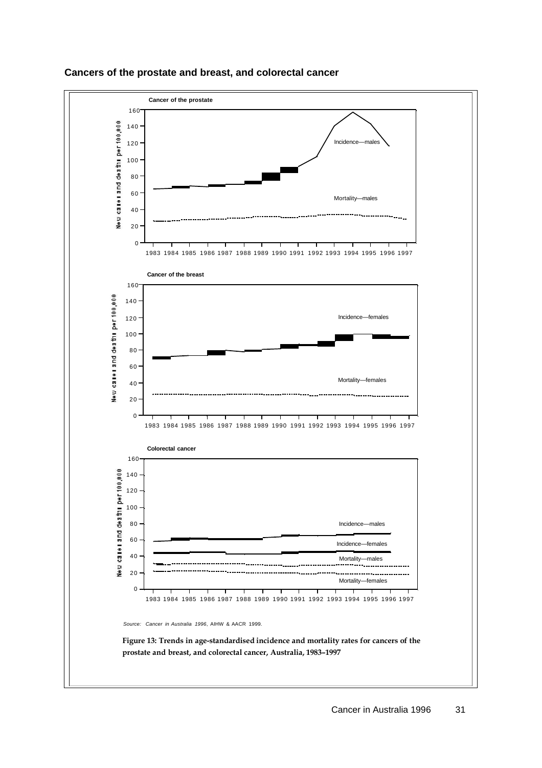## Cancers of the prostate and breast, and colorectal cancer

**Cancer of the prostate**

New cases and deaths per 100,000

Incidence—males

Mortality—males

1983 1984 1985 1986 1987 1988 1989 1990 1991 1992 1993 1994 1995 1996 1997

**Cancer of the breast**

New cases and deaths per 100,000

Incidence—females

Mortality—females

1983 1984 1985 1986 1987 1988 1989 1990 1991 1992 1993 1994 1995 1996 1997

**Colorectal cancer**

New cases and deaths per 100,000

Incidence—males

Incidence—females

Mortality—males

Mortality—females

1983 1984 1985 1986 1987 1988 1989 1990 1991 1992 1993 1994 1995 1996 1997

*Source: Cancer in Australia 1996*, AIHW & AACR 1999.

**Figure 13: Trends in age-standardised incidence and mortality rates for cancers of the prostate and breast, and colorectal cancer, Australia, 1983–1997**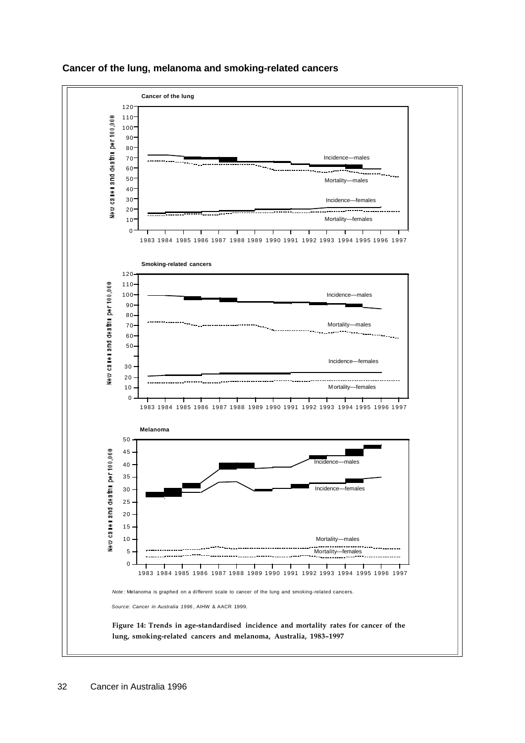## Cancer of the lung, melanoma and smoking-related cancers

**Cancer of the lung**

**Smoking-related cancers**

**Melanoma**

*Note*: Melanoma is graphed on a different scale to cancer of the lung and smoking-related cancers.

*Source*: *Cancer in Australia 1996*, AIHW & AACR 1999.

**Figure 14: Trends in age-standardised incidence and mortality rates for cancer of the lung, smoking-related cancers and melanoma, Australia, 1983–1997**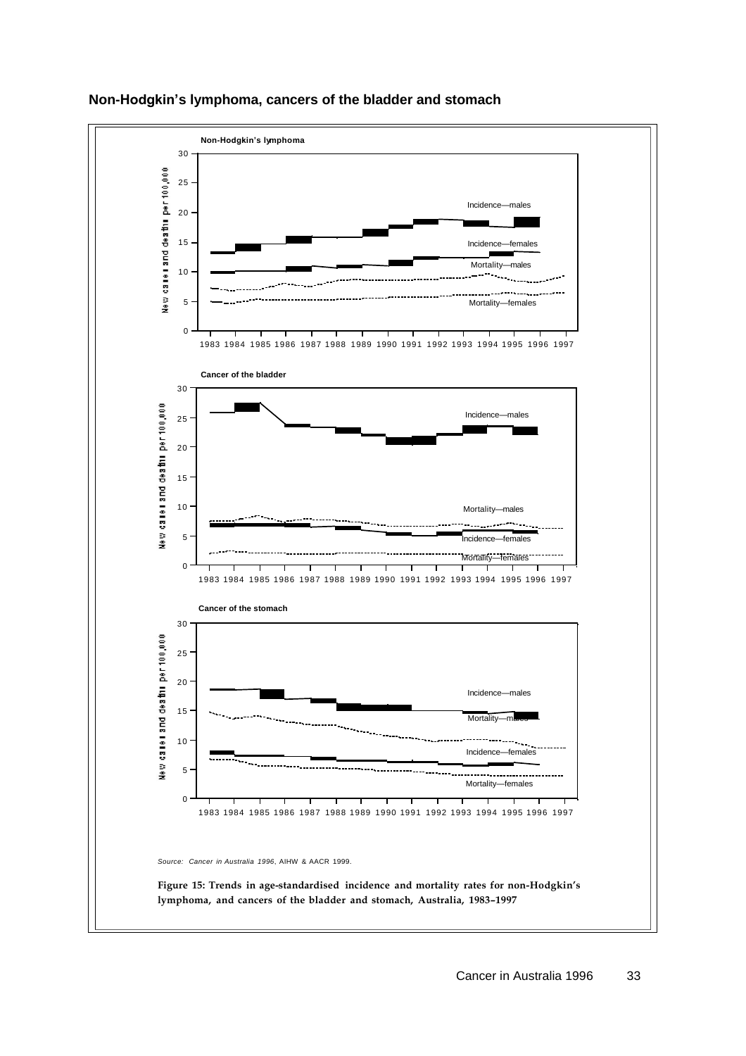## Non-Hodgkin's lymphoma, cancers of the bladder and stomach

*Source: Cancer in Australia 1996*, AIHW & AACR 1999.

**Figure 15: Trends in age-standardised incidence and mortality rates for non-Hodgkin's lymphoma, and cancers of the bladder and stomach, Australia, 1983–1997**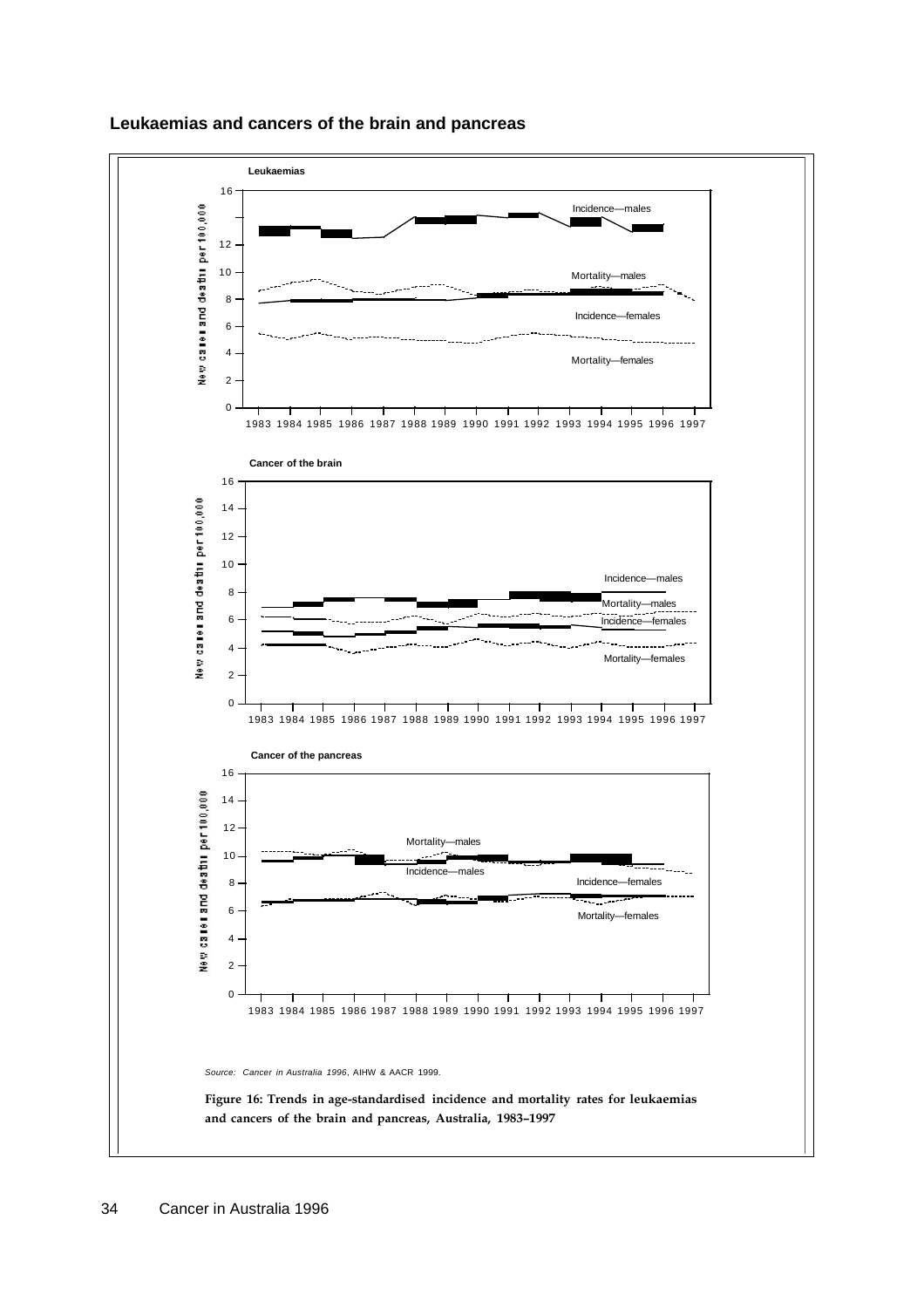## Leukaemias and cancers of the brain and pancreas

*Source: Cancer in Australia 1996*, AIHW & AACR 1999.

**Figure 16: Trends in age-standardised incidence and mortality rates for leukaemias and cancers of the brain and pancreas, Australia, 1983–1997**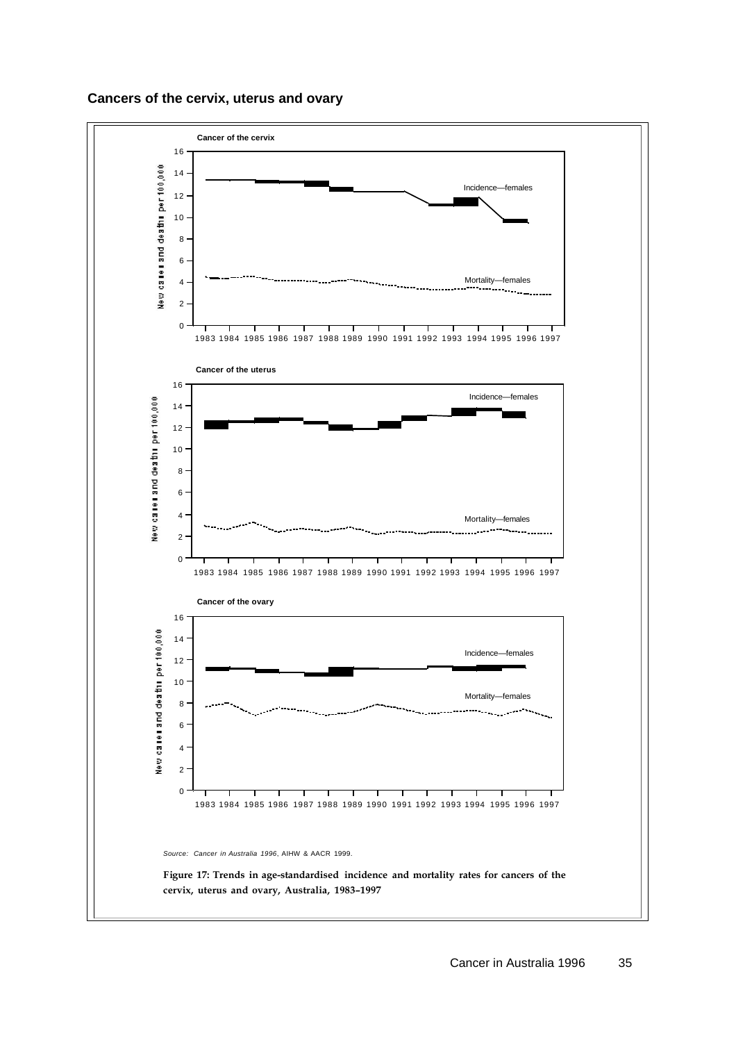## Cancers of the cervix, uterus and ovary

*Source: Cancer in Australia 1996*, AIHW & AACR 1999.

**Figure 17: Trends in age-standardised incidence and mortality rates for cancers of the cervix, uterus and ovary, Australia, 1983–1997**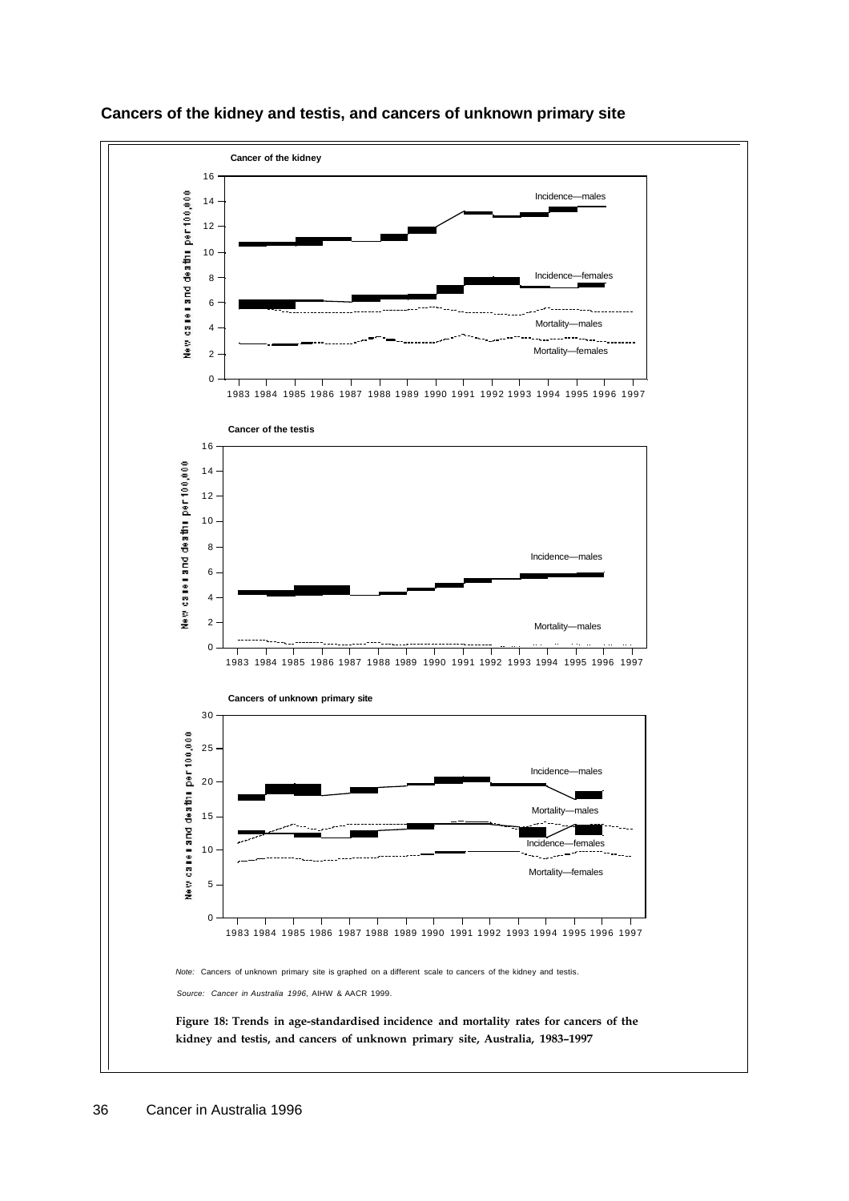## Cancers of the kidney and testis, and cancers of unknown primary site

**Cancer of the kidney**

16
14
12
10
8
6
4
2
0

New cases and deaths per 100,000

Incidence—males
Incidence—females
Mortality—males
Mortality—females

1983 1984 1985 1986 1987 1988 1989 1990 1991 1992 1993 1994 1995 1996 1997

**Cancer of the testis**

16
14
12
10
8
6
4
2
0

New cases and deaths per 100,000

Incidence—males
Mortality—males

1983 1984 1985 1986 1987 1988 1989 1990 1991 1992 1993 1994 1995 1996 1997

**Cancers of unknown primary site**

30
25
20
15
10
5
0

New cases and deaths per 100,000

Incidence—males
Mortality—males
Incidence—females
Mortality—females

1983 1984 1985 1986 1987 1988 1989 1990 1991 1992 1993 1994 1995 1996 1997

*Note:* Cancers of unknown primary site is graphed on a different scale to cancers of the kidney and testis.

*Source: Cancer in Australia 1996*, AIHW & AACR 1999.

**Figure 18: Trends in age-standardised incidence and mortality rates for cancers of the kidney and testis, and cancers of unknown primary site, Australia, 1983–1997**